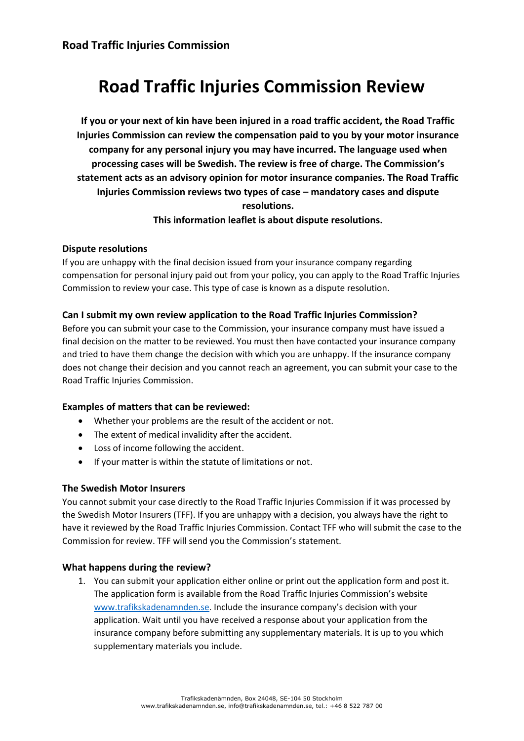**Road Traffic Injuries Commission**

# Road Traffic Injuries Commission Review

**If you or your next of kin have been injured in a road traffic accident, the Road Traffic Injuries Commission can review the compensation paid to you by your motor insurance company for any personal injury you may have incurred. The language used when processing cases will be Swedish. The review is free of charge. The Commission's statement acts as an advisory opinion for motor insurance companies. The Road Traffic Injuries Commission reviews two types of case – mandatory cases and dispute resolutions.**

**This information leaflet is about dispute resolutions.**

### Dispute resolutions

If you are unhappy with the final decision issued from your insurance company regarding compensation for personal injury paid out from your policy, you can apply to the Road Traffic Injuries Commission to review your case. This type of case is known as a dispute resolution.

### Can I submit my own review application to the Road Traffic Injuries Commission?

Before you can submit your case to the Commission, your insurance company must have issued a final decision on the matter to be reviewed. You must then have contacted your insurance company and tried to have them change the decision with which you are unhappy. If the insurance company does not change their decision and you cannot reach an agreement, you can submit your case to the Road Traffic Injuries Commission.

### Examples of matters that can be reviewed:

- Whether your problems are the result of the accident or not.
- The extent of medical invalidity after the accident.
- Loss of income following the accident.
- If your matter is within the statute of limitations or not.

### The Swedish Motor Insurers

You cannot submit your case directly to the Road Traffic Injuries Commission if it was processed by the Swedish Motor Insurers (TFF). If you are unhappy with a decision, you always have the right to have it reviewed by the Road Traffic Injuries Commission. Contact TFF who will submit the case to the Commission for review. TFF will send you the Commission's statement.

### What happens during the review?

1. You can submit your application either online or print out the application form and post it. The application form is available from the Road Traffic Injuries Commission's website [www.trafikskadenamnden.se](www.trafikskadenamnden.se). Include the insurance company's decision with your application. Wait until you have received a response about your application from the insurance company before submitting any supplementary materials. It is up to you which supplementary materials you include.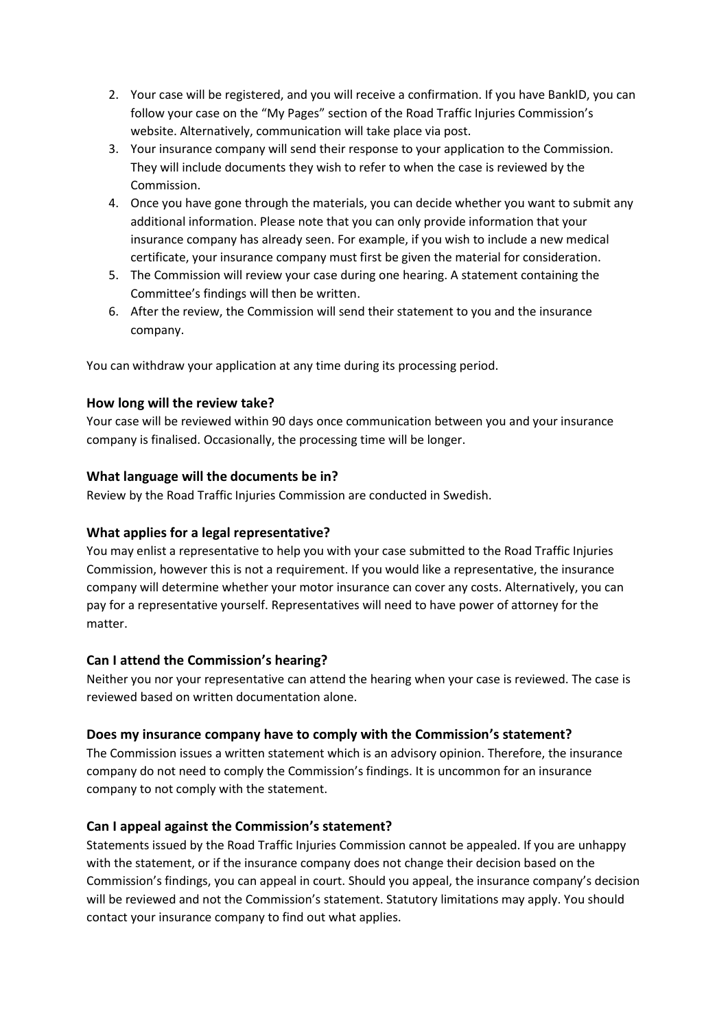2. Your case will be registered, and you will receive a confirmation. If you have BankID, you can follow your case on the "My Pages" section of the Road Traffic Injuries Commission's website. Alternatively, communication will take place via post.
3. Your insurance company will send their response to your application to the Commission. They will include documents they wish to refer to when the case is reviewed by the Commission.
4. Once you have gone through the materials, you can decide whether you want to submit any additional information. Please note that you can only provide information that your insurance company has already seen. For example, if you wish to include a new medical certificate, your insurance company must first be given the material for consideration.
5. The Commission will review your case during one hearing. A statement containing the Committee's findings will then be written.
6. After the review, the Commission will send their statement to you and the insurance company.

You can withdraw your application at any time during its processing period.

### How long will the review take?

Your case will be reviewed within 90 days once communication between you and your insurance company is finalised. Occasionally, the processing time will be longer.

### What language will the documents be in?

Review by the Road Traffic Injuries Commission are conducted in Swedish.

### What applies for a legal representative?

You may enlist a representative to help you with your case submitted to the Road Traffic Injuries Commission, however this is not a requirement. If you would like a representative, the insurance company will determine whether your motor insurance can cover any costs. Alternatively, you can pay for a representative yourself. Representatives will need to have power of attorney for the matter.

### Can I attend the Commission's hearing?

Neither you nor your representative can attend the hearing when your case is reviewed. The case is reviewed based on written documentation alone.

### Does my insurance company have to comply with the Commission's statement?

The Commission issues a written statement which is an advisory opinion. Therefore, the insurance company do not need to comply the Commission's findings. It is uncommon for an insurance company to not comply with the statement.

### Can I appeal against the Commission's statement?

Statements issued by the Road Traffic Injuries Commission cannot be appealed. If you are unhappy with the statement, or if the insurance company does not change their decision based on the Commission's findings, you can appeal in court. Should you appeal, the insurance company's decision will be reviewed and not the Commission's statement. Statutory limitations may apply. You should contact your insurance company to find out what applies.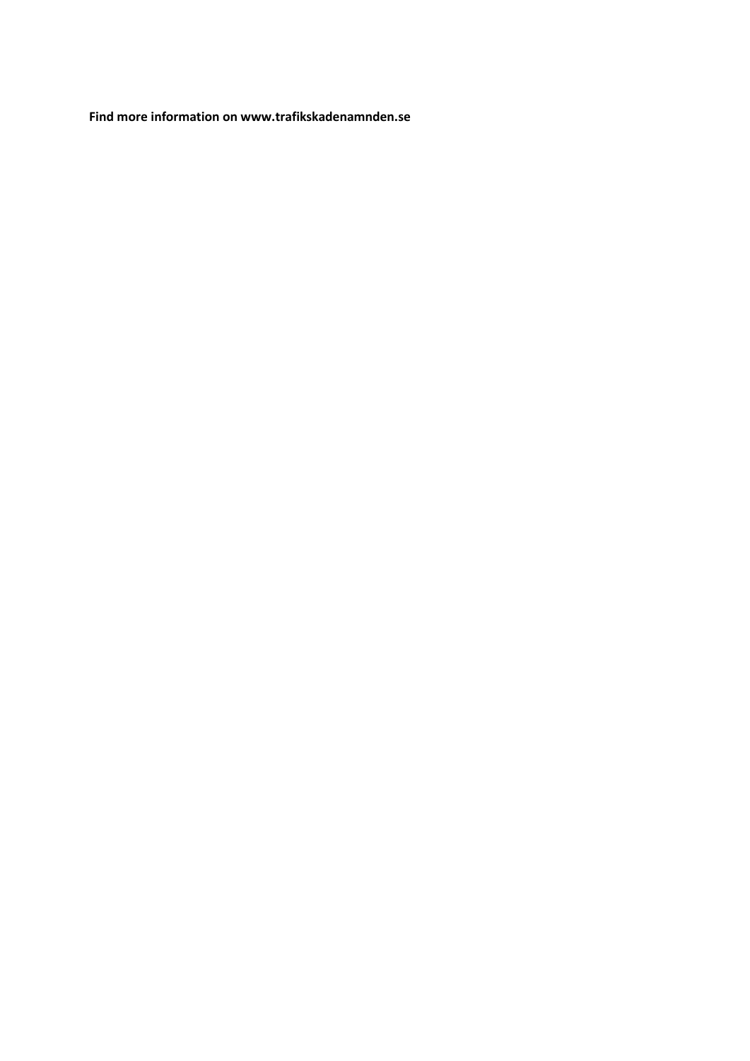**Find more information on www.trafikskadenamnden.se**